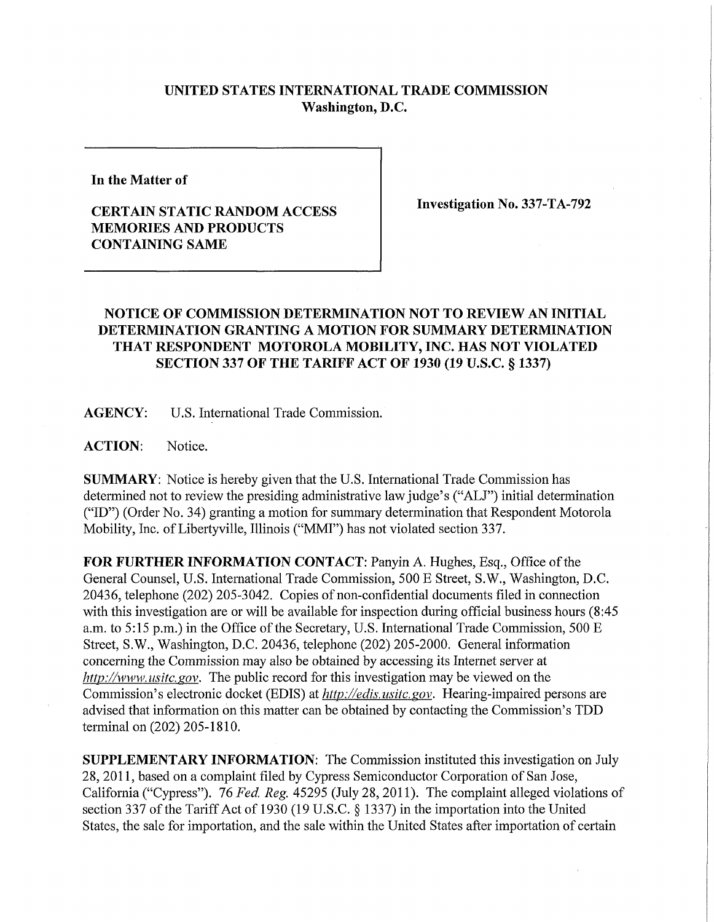**UNITED STATES INTERNATIONAL TRADE COMMISSION**
**Washington, D.C.**

**In the Matter of**

**CERTAIN STATIC RANDOM ACCESS MEMORIES AND PRODUCTS CONTAINING SAME**

**Investigation No. 337-TA-792**

## NOTICE OF COMMISSION DETERMINATION NOT TO REVIEW AN INITIAL DETERMINATION GRANTING A MOTION FOR SUMMARY DETERMINATION THAT RESPONDENT MOTOROLA MOBILITY, INC. HAS NOT VIOLATED SECTION 337 OF THE TARIFF ACT OF 1930 (19 U.S.C. § 1337)

**AGENCY:** U.S. International Trade Commission.

**ACTION:** Notice.

**SUMMARY:** Notice is hereby given that the U.S. International Trade Commission has determined not to review the presiding administrative law judge's ("ALJ") initial determination ("ID") (Order No. 34) granting a motion for summary determination that Respondent Motorola Mobility, Inc. of Libertyville, Illinois ("MMI") has not violated section 337.

**FOR FURTHER INFORMATION CONTACT:** Panyin A. Hughes, Esq., Office of the General Counsel, U.S. International Trade Commission, 500 E Street, S.W., Washington, D.C. 20436, telephone (202) 205-3042. Copies of non-confidential documents filed in connection with this investigation are or will be available for inspection during official business hours (8:45 a.m. to 5:15 p.m.) in the Office of the Secretary, U.S. International Trade Commission, 500 E Street, S.W., Washington, D.C. 20436, telephone (202) 205-2000. General information concerning the Commission may also be obtained by accessing its Internet server at *http://www.usitc.gov*. The public record for this investigation may be viewed on the Commission's electronic docket (EDIS) at *http://edis.usitc.gov*. Hearing-impaired persons are advised that information on this matter can be obtained by contacting the Commission's TDD terminal on (202) 205-1810.

**SUPPLEMENTARY INFORMATION:** The Commission instituted this investigation on July 28, 2011, based on a complaint filed by Cypress Semiconductor Corporation of San Jose, California ("Cypress"). 76 *Fed. Reg.* 45295 (July 28, 2011). The complaint alleged violations of section 337 of the Tariff Act of 1930 (19 U.S.C. § 1337) in the importation into the United States, the sale for importation, and the sale within the United States after importation of certain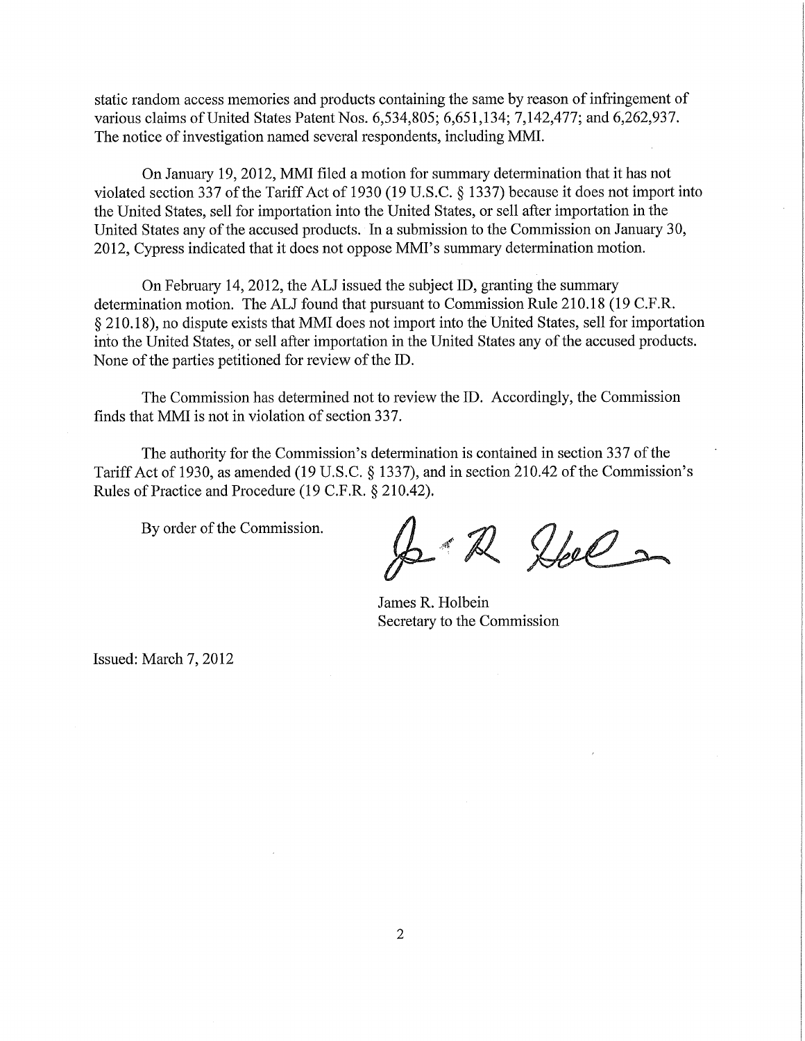static random access memories and products containing the same by reason of infringement of various claims of United States Patent Nos. 6,534,805; 6,651,134; 7,142,477; and 6,262,937. The notice of investigation named several respondents, including MMI.

On January 19, 2012, MMI filed a motion for summary determination that it has not violated section 337 of the Tariff Act of 1930 (19 U.S.C. § 1337) because it does not import into the United States, sell for importation into the United States, or sell after importation in the United States any of the accused products. In a submission to the Commission on January 30, 2012, Cypress indicated that it does not oppose MMI's summary determination motion.

On February 14, 2012, the ALJ issued the subject ID, granting the summary determination motion. The ALJ found that pursuant to Commission Rule 210.18 (19 C.F.R. § 210.18), no dispute exists that MMI does not import into the United States, sell for importation into the United States, or sell after importation in the United States any of the accused products. None of the parties petitioned for review of the ID.

The Commission has determined not to review the ID. Accordingly, the Commission finds that MMI is not in violation of section 337.

The authority for the Commission's determination is contained in section 337 of the Tariff Act of 1930, as amended (19 U.S.C. § 1337), and in section 210.42 of the Commission's Rules of Practice and Procedure (19 C.F.R. § 210.42).

By order of the Commission.

James R. Holbein
Secretary to the Commission

Issued: March 7, 2012